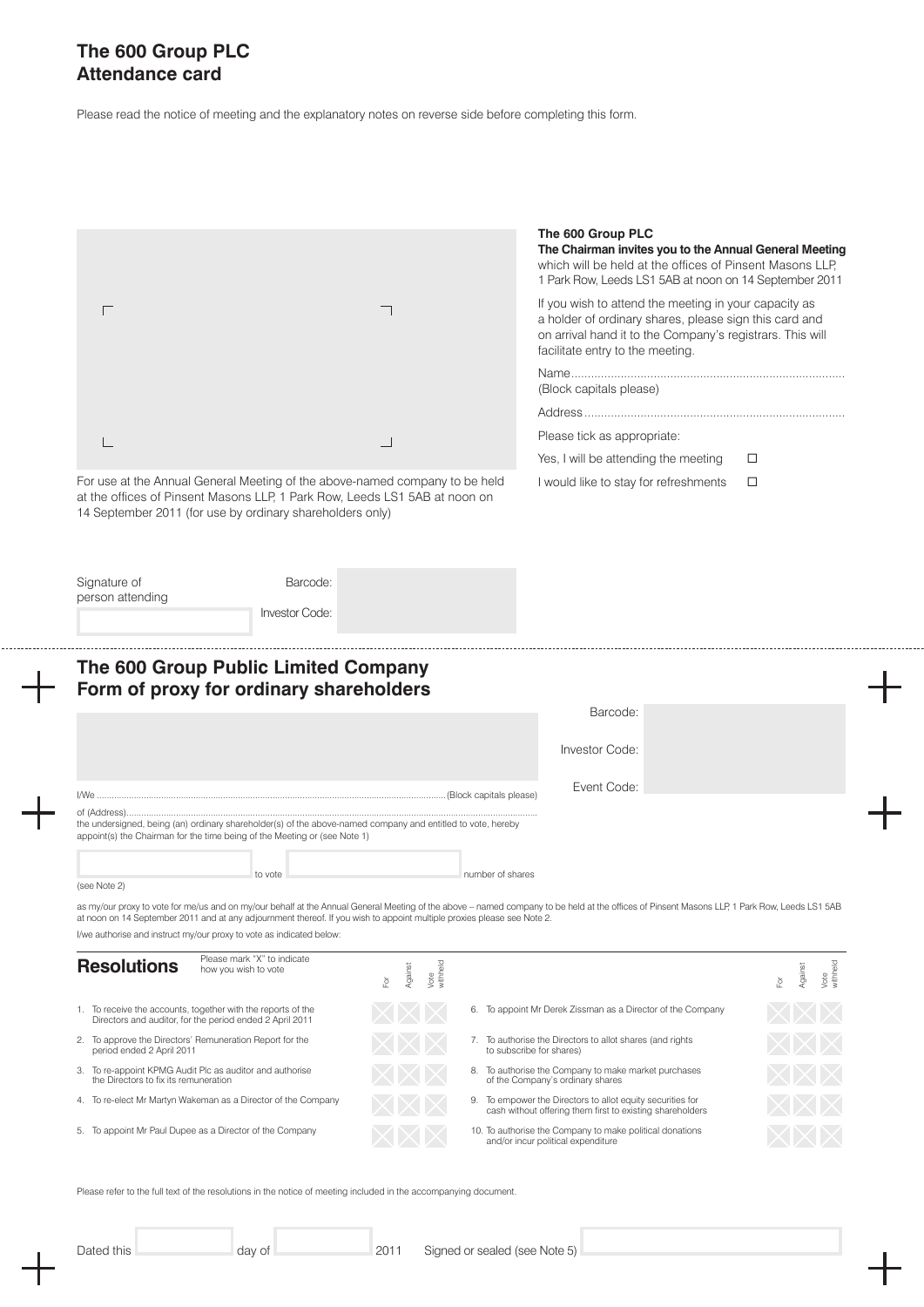# The 600 Group PLC
# Attendance card

Please read the notice of meeting and the explanatory notes on reverse side before completing this form.

For use at the Annual General Meeting of the above-named company to be held at the offices of Pinsent Masons LLP, 1 Park Row, Leeds LS1 5AB at noon on 14 September 2011 (for use by ordinary shareholders only)

**The 600 Group PLC**

**The Chairman invites you to the Annual General Meeting** which will be held at the offices of Pinsent Masons LLP, 1 Park Row, Leeds LS1 5AB at noon on 14 September 2011

If you wish to attend the meeting in your capacity as a holder of ordinary shares, please sign this card and on arrival hand it to the Company's registrars. This will facilitate entry to the meeting.

Name.................................................................................

(Block capitals please)

Address.............................................................................

Please tick as appropriate:

Yes, I will be attending the meeting ☐

I would like to stay for refreshments ☐

Signature of person attending

Barcode:

Investor Code:

## The 600 Group Public Limited Company
## Form of proxy for ordinary shareholders

Barcode:

Investor Code:

Event Code:

I/We ........................................................................................................................................(Block capitals please)

of (Address)........................................................................................................................................

the undersigned, being (an) ordinary shareholder(s) of the above-named company and entitled to vote, hereby appoint(s) the Chairman for the time being of the Meeting or (see Note 1)

 to vote  number of shares

(see Note 2)

as my/our proxy to vote for me/us and on my/our behalf at the Annual General Meeting of the above – named company to be held at the offices of Pinsent Masons LLP, 1 Park Row, Leeds LS1 5AB at noon on 14 September 2011 and at any adjournment thereof. If you wish to appoint multiple proxies please see Note 2.

I/we authorise and instruct my/our proxy to vote as indicated below:

**Resolutions** Please mark "X" to indicate how you wish to vote

| Resolution | For | Against | Vote withheld |
|---|---|---|---|
| 1. To receive the accounts, together with the reports of the Directors and auditor, for the period ended 2 April 2011 | | | |
| 2. To approve the Directors' Remuneration Report for the period ended 2 April 2011 | | | |
| 3. To re-appoint KPMG Audit Plc as auditor and authorise the Directors to fix its remuneration | | | |
| 4. To re-elect Mr Martyn Wakeman as a Director of the Company | | | |
| 5. To appoint Mr Paul Dupee as a Director of the Company | | | |
| 6. To appoint Mr Derek Zissman as a Director of the Company | | | |
| 7. To authorise the Directors to allot shares (and rights to subscribe for shares) | | | |
| 8. To authorise the Company to make market purchases of the Company's ordinary shares | | | |
| 9. To empower the Directors to allot equity securities for cash without offering them first to existing shareholders | | | |
| 10. To authorise the Company to make political donations and/or incur political expenditure | | | |

Please refer to the full text of the resolutions in the notice of meeting included in the accompanying document.

Dated this  day of  2011  Signed or sealed (see Note 5)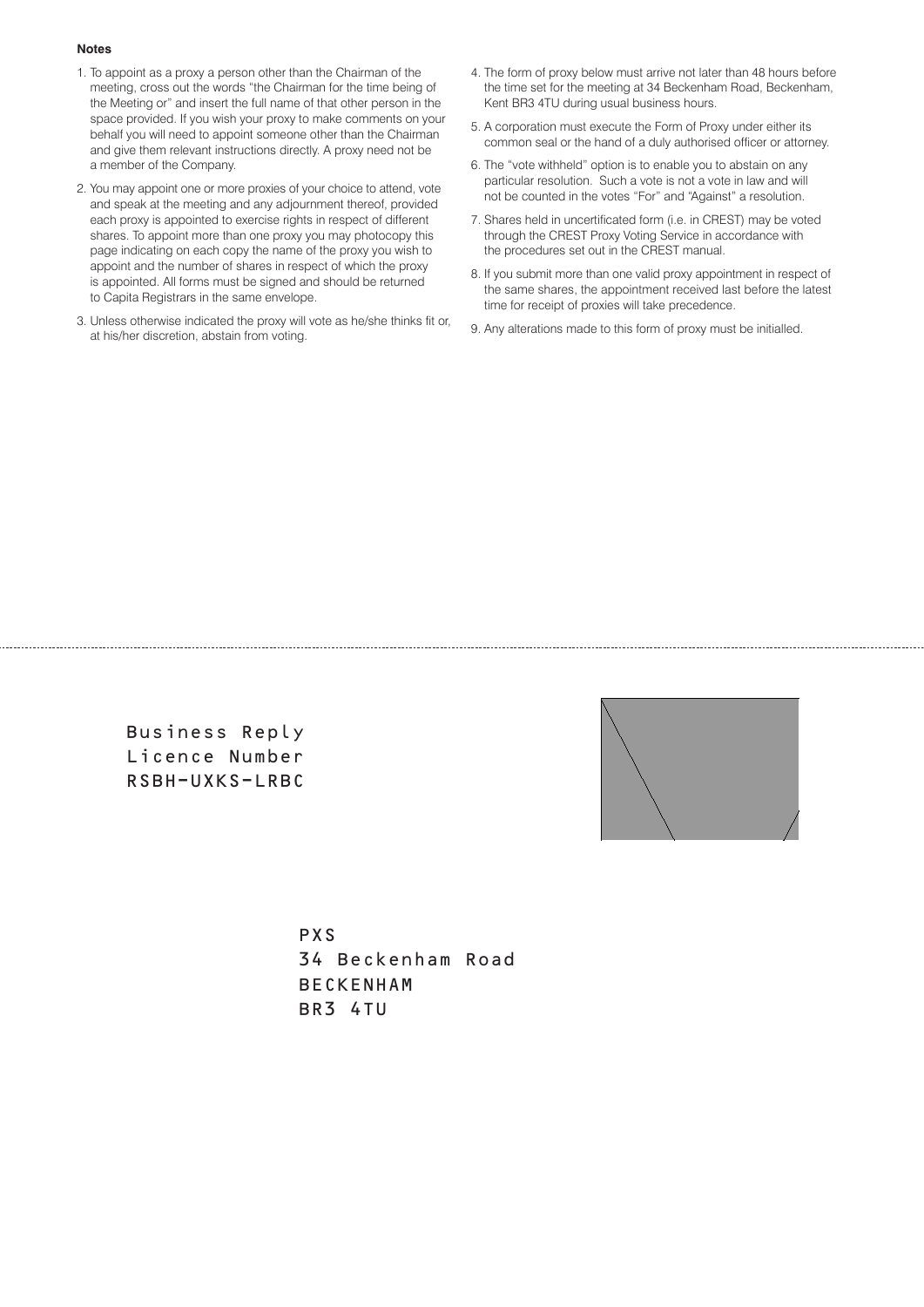**Notes**

1. To appoint as a proxy a person other than the Chairman of the meeting, cross out the words "the Chairman for the time being of the Meeting or" and insert the full name of that other person in the space provided. If you wish your proxy to make comments on your behalf you will need to appoint someone other than the Chairman and give them relevant instructions directly. A proxy need not be a member of the Company.
2. You may appoint one or more proxies of your choice to attend, vote and speak at the meeting and any adjournment thereof, provided each proxy is appointed to exercise rights in respect of different shares. To appoint more than one proxy you may photocopy this page indicating on each copy the name of the proxy you wish to appoint and the number of shares in respect of which the proxy is appointed. All forms must be signed and should be returned to Capita Registrars in the same envelope.
3. Unless otherwise indicated the proxy will vote as he/she thinks fit or, at his/her discretion, abstain from voting.
4. The form of proxy below must arrive not later than 48 hours before the time set for the meeting at 34 Beckenham Road, Beckenham, Kent BR3 4TU during usual business hours.
5. A corporation must execute the Form of Proxy under either its common seal or the hand of a duly authorised officer or attorney.
6. The "vote withheld" option is to enable you to abstain on any particular resolution. Such a vote is not a vote in law and will not be counted in the votes "For" and "Against" a resolution.
7. Shares held in uncertificated form (i.e. in CREST) may be voted through the CREST Proxy Voting Service in accordance with the procedures set out in the CREST manual.
8. If you submit more than one valid proxy appointment in respect of the same shares, the appointment received last before the latest time for receipt of proxies will take precedence.
9. Any alterations made to this form of proxy must be initialled.

Business Reply
Licence Number
RSBH-UXKS-LRBC

PXS
34 Beckenham Road
BECKENHAM
BR3 4TU